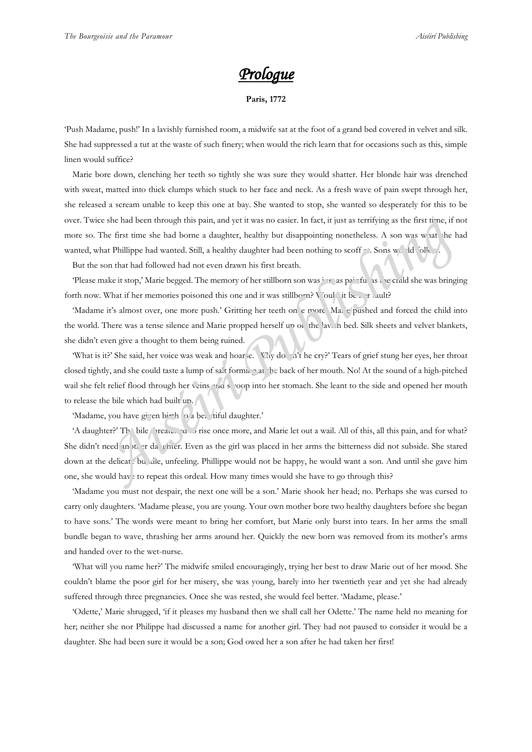# *Prologue*

**Paris, 1772**

'Push Madame, push!' In a lavishly furnished room, a midwife sat at the foot of a grand bed covered in velvet and silk. She had suppressed a tut at the waste of such finery; when would the rich learn that for occasions such as this, simple linen would suffice?

Marie bore down, clenching her teeth so tightly she was sure they would shatter. Her blonde hair was drenched with sweat, matted into thick clumps which stuck to her face and neck. As a fresh wave of pain swept through her, she released a scream unable to keep this one at bay. She wanted to stop, she wanted so desperately for this to be over. Twice she had been through this pain, and yet it was no easier. In fact, it just as terrifying as the first time, if not more so. The first time she had borne a daughter, healthy but disappointing nonetheless. A son was what she had wanted, what Phillippe had wanted. Still, a healthy daughter had been nothing to scoff at. Sons would follow.

But the son that had followed had not even drawn his first breath.

'Please make it stop,' Marie begged. The memory of her stillborn son was just as painful as the child she was bringing forth now. What if her memories poisoned this one and it was stillborn? Would it be her fault?

'Madame it's almost over, one more push.' Gritting her teeth one more, Marie pushed and forced the child into the world. There was a tense silence and Marie propped herself up on the lavish bed. Silk sheets and velvet blankets, she didn't even give a thought to them being ruined.

'What is it?' She said, her voice was weak and hoarse. 'Why doesn't he cry?' Tears of grief stung her eyes, her throat closed tightly, and she could taste a lump of salt forming at the back of her mouth. No! At the sound of a high-pitched wail she felt relief flood through her veins and swoop into her stomach. She leant to the side and opened her mouth to release the bile which had built up.

'Madame, you have given birth to a beautiful daughter.'

'A daughter?' The bile threatened to rise once more, and Marie let out a wail. All of this, all this pain, and for what? She didn't need another daughter. Even as the girl was placed in her arms the bitterness did not subside. She stared down at the delicate bundle, unfeeling. Phillippe would not be happy, he would want a son. And until she gave him one, she would have to repeat this ordeal. How many times would she have to go through this?

'Madame you must not despair, the next one will be a son.' Marie shook her head; no. Perhaps she was cursed to carry only daughters. 'Madame please, you are young. Your own mother bore two healthy daughters before she began to have sons.' The words were meant to bring her comfort, but Marie only burst into tears. In her arms the small bundle began to wave, thrashing her arms around her. Quickly the new born was removed from its mother's arms and handed over to the wet-nurse.

'What will you name her?' The midwife smiled encouragingly, trying her best to draw Marie out of her mood. She couldn't blame the poor girl for her misery, she was young, barely into her twentieth year and yet she had already suffered through three pregnancies. Once she was rested, she would feel better. 'Madame, please.'

'Odette,' Marie shrugged, 'if it pleases my husband then we shall call her Odette.' The name held no meaning for her; neither she nor Philippe had discussed a name for another girl. They had not paused to consider it would be a daughter. She had been sure it would be a son; God owed her a son after he had taken her first!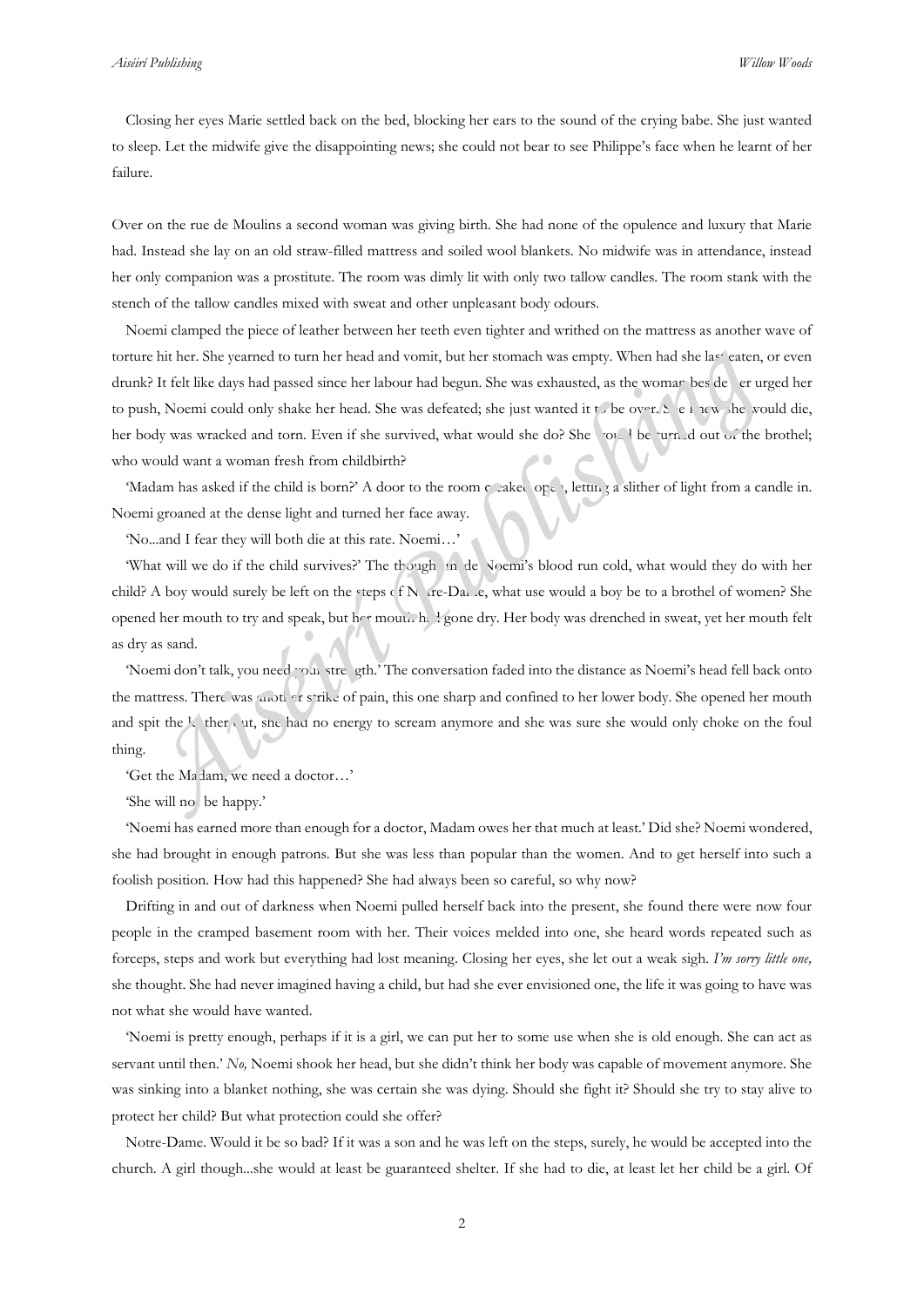Closing her eyes Marie settled back on the bed, blocking her ears to the sound of the crying babe. She just wanted to sleep. Let the midwife give the disappointing news; she could not bear to see Philippe's face when he learnt of her failure.

Over on the rue de Moulins a second woman was giving birth. She had none of the opulence and luxury that Marie had. Instead she lay on an old straw-filled mattress and soiled wool blankets. No midwife was in attendance, instead her only companion was a prostitute. The room was dimly lit with only two tallow candles. The room stank with the stench of the tallow candles mixed with sweat and other unpleasant body odours.

Noemi clamped the piece of leather between her teeth even tighter and writhed on the mattress as another wave of torture hit her. She yearned to turn her head and vomit, but her stomach was empty. When had she last eaten, or even drunk? It felt like days had passed since her labour had begun. She was exhausted, as the woman beside her urged her to push, Noemi could only shake her head. She was defeated; she just wanted it to be over. She knew she would die, her body was wracked and torn. Even if she survived, what would she do? She would be turned out of the brothel; who would want a woman fresh from childbirth?

'Madam has asked if the child is born?' A door to the room creaked open, letting a slither of light from a candle in. Noemi groaned at the dense light and turned her face away.

'No...and I fear they will both die at this rate. Noemi…'

'What will we do if the child survives?' The thought made Noemi's blood run cold, what would they do with her child? A boy would surely be left on the steps of Notre-Dame, what use would a boy be to a brothel of women? She opened her mouth to try and speak, but her mouth had gone dry. Her body was drenched in sweat, yet her mouth felt as dry as sand.

'Noemi don't talk, you need your strength.' The conversation faded into the distance as Noemi's head fell back onto the mattress. There was another strike of pain, this one sharp and confined to her lower body. She opened her mouth and spit the leather out, she had no energy to scream anymore and she was sure she would only choke on the foul thing.

'Get the Madam, we need a doctor…'

'She will not be happy.'

'Noemi has earned more than enough for a doctor, Madam owes her that much at least.' Did she? Noemi wondered, she had brought in enough patrons. But she was less than popular than the women. And to get herself into such a foolish position. How had this happened? She had always been so careful, so why now?

Drifting in and out of darkness when Noemi pulled herself back into the present, she found there were now four people in the cramped basement room with her. Their voices melded into one, she heard words repeated such as forceps, steps and work but everything had lost meaning. Closing her eyes, she let out a weak sigh. *I'm sorry little one,* she thought. She had never imagined having a child, but had she ever envisioned one, the life it was going to have was not what she would have wanted.

'Noemi is pretty enough, perhaps if it is a girl, we can put her to some use when she is old enough. She can act as servant until then.' *No,* Noemi shook her head, but she didn't think her body was capable of movement anymore. She was sinking into a blanket nothing, she was certain she was dying. Should she fight it? Should she try to stay alive to protect her child? But what protection could she offer?

Notre-Dame. Would it be so bad? If it was a son and he was left on the steps, surely, he would be accepted into the church. A girl though...she would at least be guaranteed shelter. If she had to die, at least let her child be a girl. Of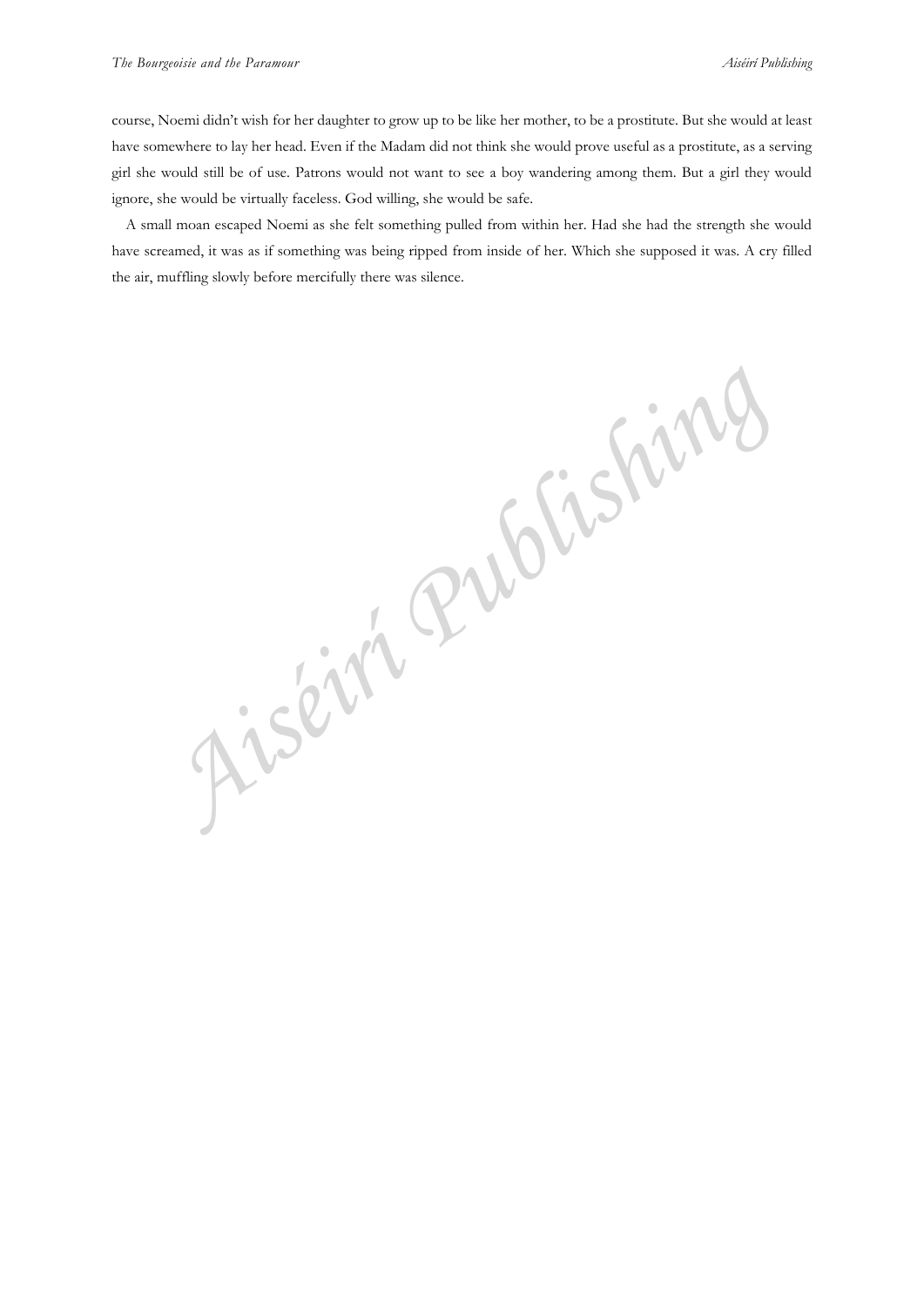course, Noemi didn't wish for her daughter to grow up to be like her mother, to be a prostitute. But she would at least have somewhere to lay her head. Even if the Madam did not think she would prove useful as a prostitute, as a serving girl she would still be of use. Patrons would not want to see a boy wandering among them. But a girl they would ignore, she would be virtually faceless. God willing, she would be safe.

A small moan escaped Noemi as she felt something pulled from within her. Had she had the strength she would have screamed, it was as if something was being ripped from inside of her. Which she supposed it was. A cry filled the air, muffling slowly before mercifully there was silence.